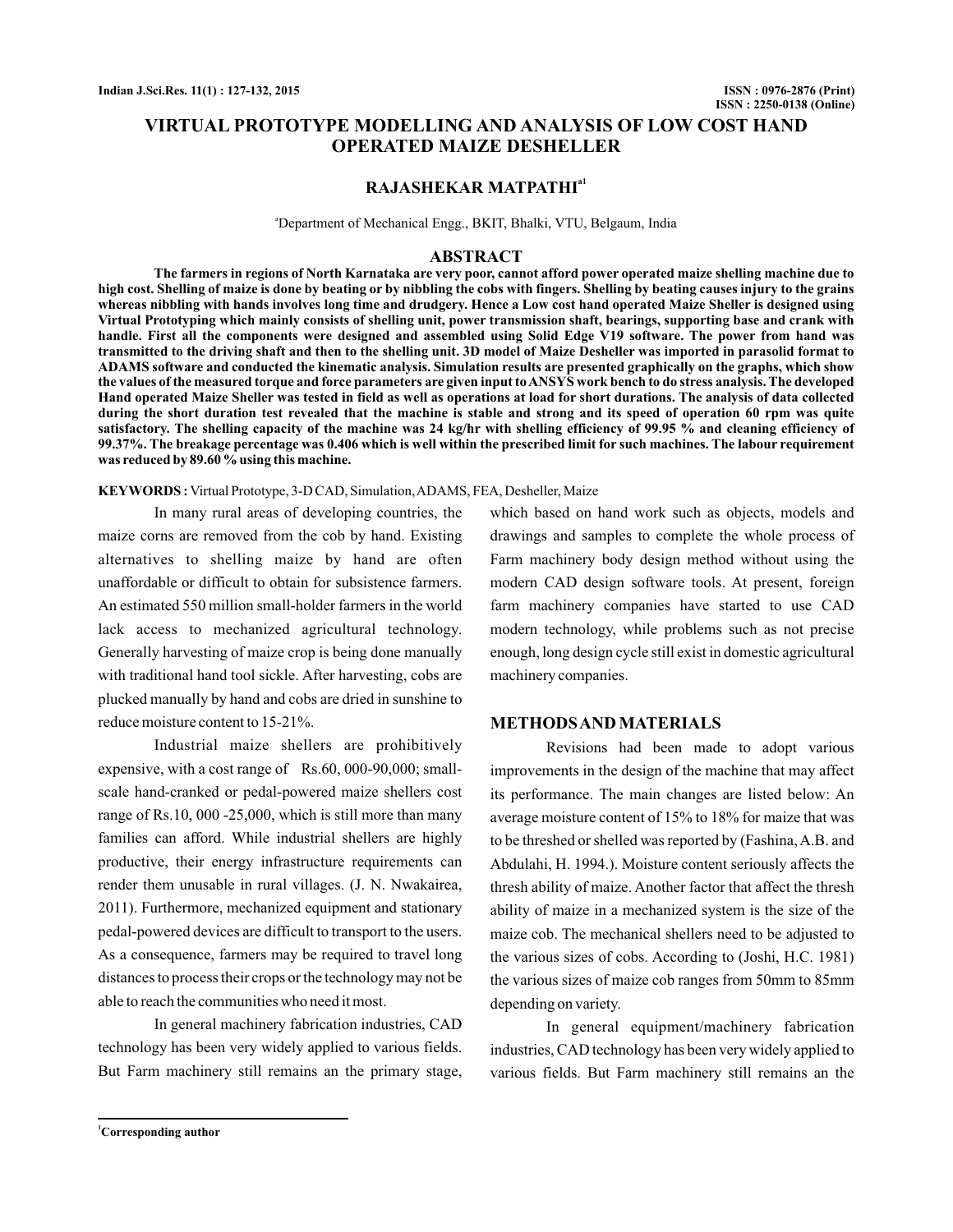# VIRTUAL PROTOTYPE MODELLING AND ANALYSIS OF LOW COST HAND OPERATED MAIZE DESHELLER

**RAJASHEKAR MATPATHI[a1]**

[a]Department of Mechanical Engg., BKIT, Bhalki, VTU, Belgaum, India

## ABSTRACT

**The farmers in regions of North Karnataka are very poor, cannot afford power operated maize shelling machine due to high cost. Shelling of maize is done by beating or by nibbling the cobs with fingers. Shelling by beating causes injury to the grains whereas nibbling with hands involves long time and drudgery. Hence a Low cost hand operated Maize Sheller is designed using Virtual Prototyping which mainly consists of shelling unit, power transmission shaft, bearings, supporting base and crank with handle. First all the components were designed and assembled using Solid Edge V19 software. The power from hand was transmitted to the driving shaft and then to the shelling unit. 3D model of Maize Desheller was imported in parasolid format to ADAMS software and conducted the kinematic analysis. Simulation results are presented graphically on the graphs, which show the values of the measured torque and force parameters are given input to ANSYS work bench to do stress analysis. The developed Hand operated Maize Sheller was tested in field as well as operations at load for short durations. The analysis of data collected during the short duration test revealed that the machine is stable and strong and its speed of operation 60 rpm was quite satisfactory. The shelling capacity of the machine was 24 kg/hr with shelling efficiency of 99.95 % and cleaning efficiency of 99.37%. The breakage percentage was 0.406 which is well within the prescribed limit for such machines. The labour requirement was reduced by 89.60 % using this machine.**

**KEYWORDS :** Virtual Prototype, 3-D CAD, Simulation, ADAMS, FEA, Desheller, Maize

In many rural areas of developing countries, the maize corns are removed from the cob by hand. Existing alternatives to shelling maize by hand are often unaffordable or difficult to obtain for subsistence farmers. An estimated 550 million small-holder farmers in the world lack access to mechanized agricultural technology. Generally harvesting of maize crop is being done manually with traditional hand tool sickle. After harvesting, cobs are plucked manually by hand and cobs are dried in sunshine to reduce moisture content to 15-21%.

Industrial maize shellers are prohibitively expensive, with a cost range of Rs.60, 000-90,000; small-scale hand-cranked or pedal-powered maize shellers cost range of Rs.10, 000 -25,000, which is still more than many families can afford. While industrial shellers are highly productive, their energy infrastructure requirements can render them unusable in rural villages. (J. N. Nwakairea, 2011). Furthermore, mechanized equipment and stationary pedal-powered devices are difficult to transport to the users. As a consequence, farmers may be required to travel long distances to process their crops or the technology may not be able to reach the communities who need it most.

In general machinery fabrication industries, CAD technology has been very widely applied to various fields. But Farm machinery still remains an the primary stage, which based on hand work such as objects, models and drawings and samples to complete the whole process of Farm machinery body design method without using the modern CAD design software tools. At present, foreign farm machinery companies have started to use CAD modern technology, while problems such as not precise enough, long design cycle still exist in domestic agricultural machinery companies.

## METHODS AND MATERIALS

Revisions had been made to adopt various improvements in the design of the machine that may affect its performance. The main changes are listed below: An average moisture content of 15% to 18% for maize that was to be threshed or shelled was reported by (Fashina, A.B. and Abdulahi, H. 1994.). Moisture content seriously affects the thresh ability of maize. Another factor that affect the thresh ability of maize in a mechanized system is the size of the maize cob. The mechanical shellers need to be adjusted to the various sizes of cobs. According to (Joshi, H.C. 1981) the various sizes of maize cob ranges from 50mm to 85mm depending on variety.

In general equipment/machinery fabrication industries, CAD technology has been very widely applied to various fields. But Farm machinery still remains an the

[1]Corresponding author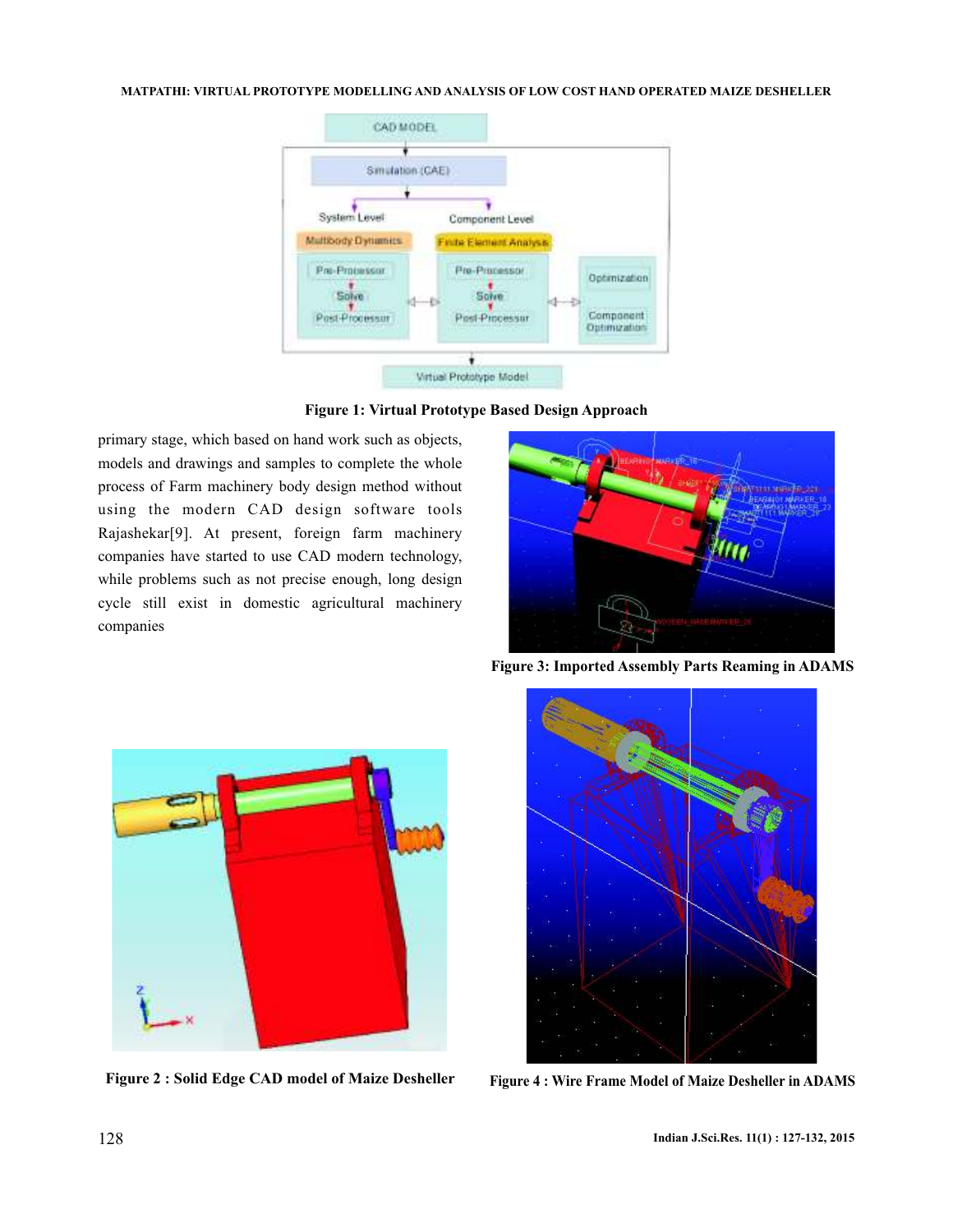Figure 1: Virtual Prototype Based Design Approach

primary stage, which based on hand work such as objects, models and drawings and samples to complete the whole process of Farm machinery body design method without using the modern CAD design software tools Rajashekar[9]. At present, foreign farm machinery companies have started to use CAD modern technology, while problems such as not precise enough, long design cycle still exist in domestic agricultural machinery companies

Figure 3: Imported Assembly Parts Reaming in ADAMS

Figure 2 : Solid Edge CAD model of Maize Desheller

Figure 4 : Wire Frame Model of Maize Desheller in ADAMS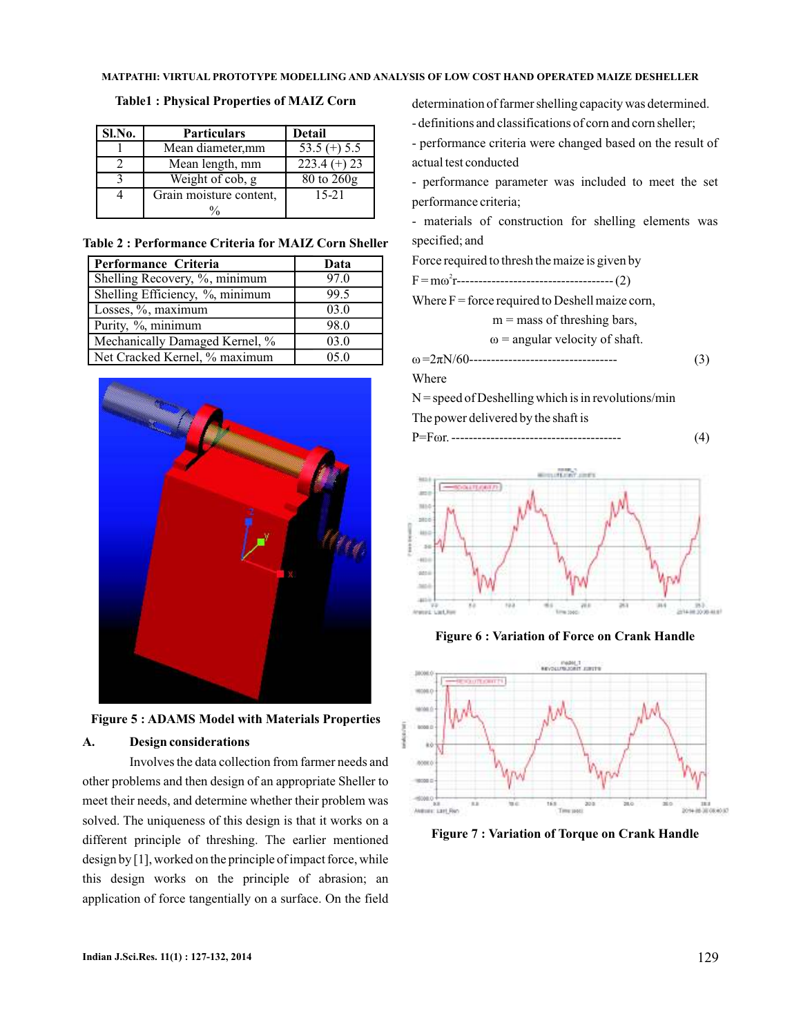Table1 : Physical Properties of MAIZ Corn

| Sl.No. | Particulars | Detail |
|---|---|---|
| 1 | Mean diameter,mm | 53.5 (+) 5.5 |
| 2 | Mean length, mm | 223.4 (+) 23 |
| 3 | Weight of cob, g | 80 to 260g |
| 4 | Grain moisture content, % | 15-21 |

Table 2 : Performance Criteria for MAIZ Corn Sheller

| Performance Criteria | Data |
|---|---|
| Shelling Recovery, %, minimum | 97.0 |
| Shelling Efficiency, %, minimum | 99.5 |
| Losses, %, maximum | 03.0 |
| Purity, %, minimum | 98.0 |
| Mechanically Damaged Kernel, % | 03.0 |
| Net Cracked Kernel, % maximum | 05.0 |

Figure 5 : ADAMS Model with Materials Properties

### A. Design considerations

Involves the data collection from farmer needs and other problems and then design of an appropriate Sheller to meet their needs, and determine whether their problem was solved. The uniqueness of this design is that it works on a different principle of threshing. The earlier mentioned design by [1], worked on the principle of impact force, while this design works on the principle of abrasion; an application of force tangentially on a surface. On the field determination of farmer shelling capacity was determined.

- definitions and classifications of corn and corn sheller;
- performance criteria were changed based on the result of actual test conducted
- performance parameter was included to meet the set performance criteria;
- materials of construction for shelling elements was specified; and

Force required to thresh the maize is given by

$$F = m\omega^2 r \quad (2)$$

Where F = force required to Deshell maize corn,

m = mass of threshing bars,

ω = angular velocity of shaft.

$$\omega = 2\pi N/60 \quad (3)$$

Where

N = speed of Deshelling which is in revolutions/min

The power delivered by the shaft is

$$P = F\omega r. \quad (4)$$

Figure 6 : Variation of Force on Crank Handle

Figure 7 : Variation of Torque on Crank Handle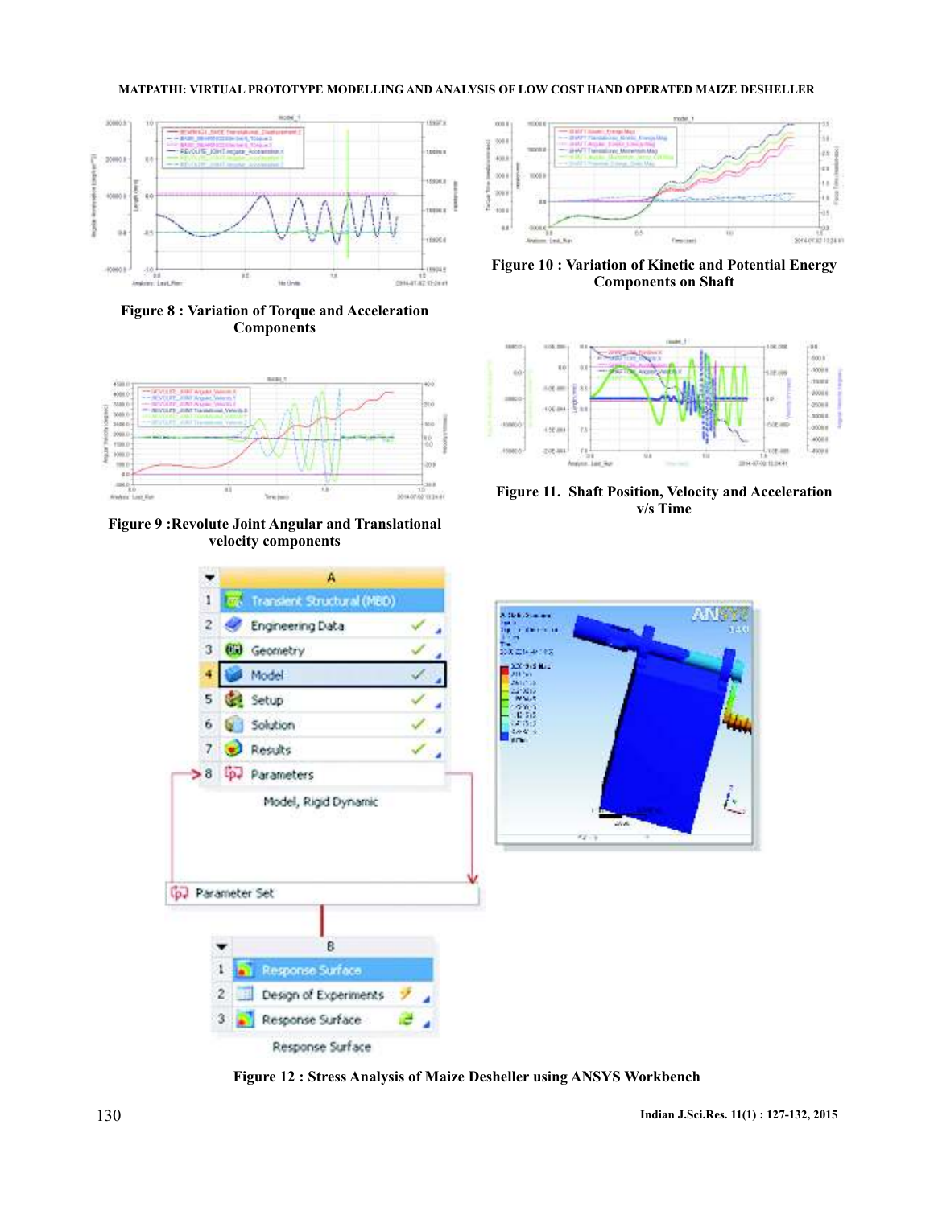Figure 8 : Variation of Torque and Acceleration Components

Figure 9 :Revolute Joint Angular and Translational velocity components

Figure 10 : Variation of Kinetic and Potential Energy Components on Shaft

Figure 11. Shaft Position, Velocity and Acceleration v/s Time

Figure 12 : Stress Analysis of Maize Desheller using ANSYS Workbench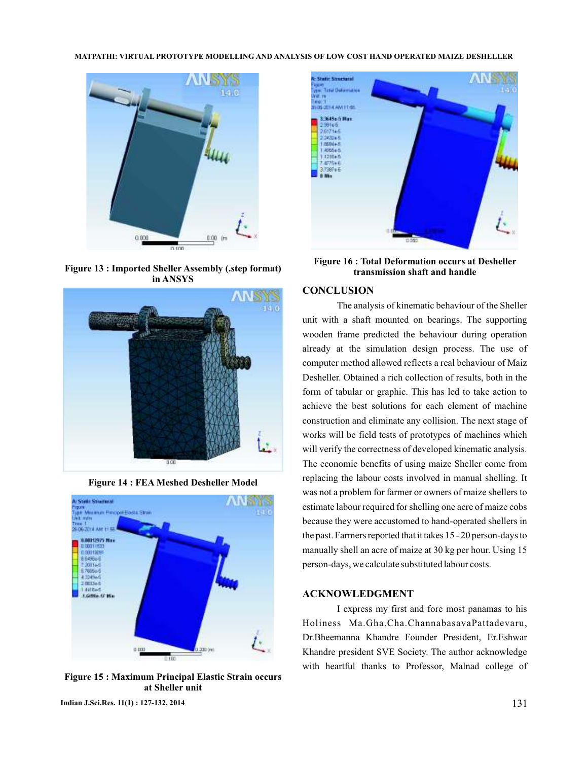Figure 13 : Imported Sheller Assembly (.step format) in ANSYS

Figure 14 : FEA Meshed Desheller Model

Figure 15 : Maximum Principal Elastic Strain occurs at Sheller unit

Figure 16 : Total Deformation occurs at Desheller transmission shaft and handle

## CONCLUSION

The analysis of kinematic behaviour of the Sheller unit with a shaft mounted on bearings. The supporting wooden frame predicted the behaviour during operation already at the simulation design process. The use of computer method allowed reflects a real behaviour of Maiz Desheller. Obtained a rich collection of results, both in the form of tabular or graphic. This has led to take action to achieve the best solutions for each element of machine construction and eliminate any collision. The next stage of works will be field tests of prototypes of machines which will verify the correctness of developed kinematic analysis. The economic benefits of using maize Sheller come from replacing the labour costs involved in manual shelling. It was not a problem for farmer or owners of maize shellers to estimate labour required for shelling one acre of maize cobs because they were accustomed to hand-operated shellers in the past. Farmers reported that it takes 15 - 20 person-days to manually shell an acre of maize at 30 kg per hour. Using 15 person-days, we calculate substituted labour costs.

## ACKNOWLEDGMENT

I express my first and fore most panamas to his Holiness Ma.Gha.Cha.ChannabasavaPattadevaru, Dr.Bheemanna Khandre Founder President, Er.Eshwar Khandre president SVE Society. The author acknowledge with heartful thanks to Professor, Malnad college of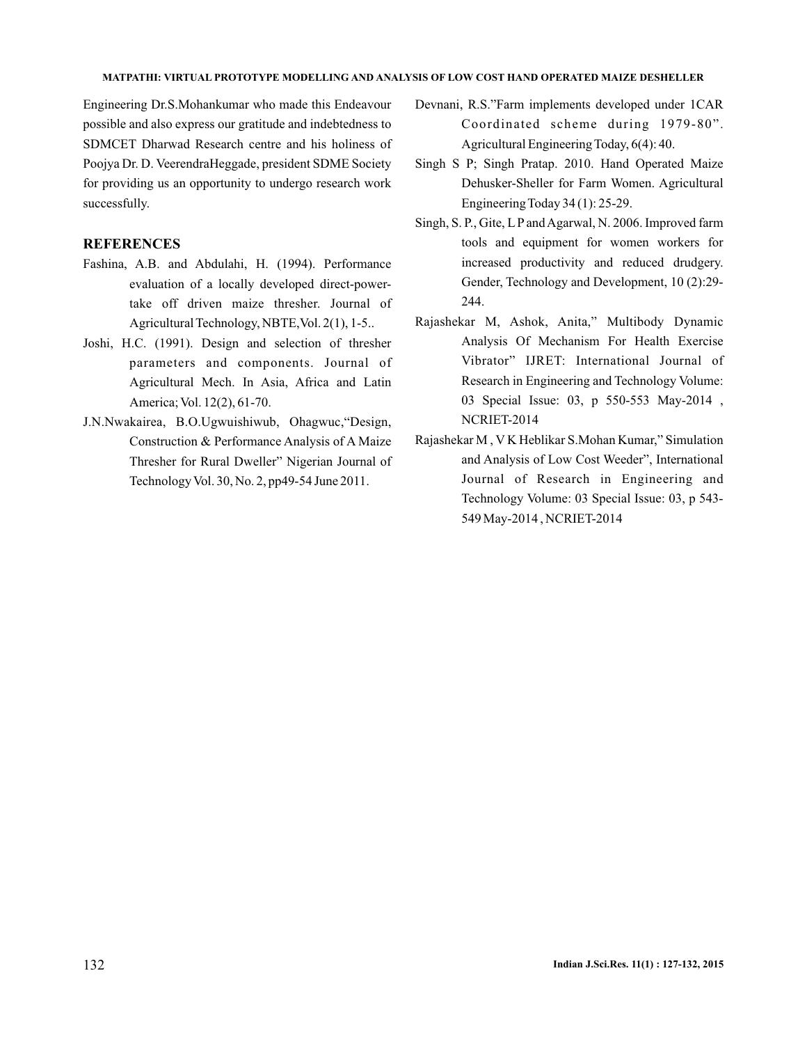Engineering Dr.S.Mohankumar who made this Endeavour possible and also express our gratitude and indebtedness to SDMCET Dharwad Research centre and his holiness of Poojya Dr. D. VeerendraHeggade, president SDME Society for providing us an opportunity to undergo research work successfully.

## REFERENCES

Fashina, A.B. and Abdulahi, H. (1994). Performance evaluation of a locally developed direct-power-take off driven maize thresher. Journal of Agricultural Technology, NBTE,Vol. 2(1), 1-5..

Joshi, H.C. (1991). Design and selection of thresher parameters and components. Journal of Agricultural Mech. In Asia, Africa and Latin America; Vol. 12(2), 61-70.

J.N.Nwakairea, B.O.Ugwuishiwub, Ohagwuc,"Design, Construction & Performance Analysis of A Maize Thresher for Rural Dweller" Nigerian Journal of Technology Vol. 30, No. 2, pp49-54 June 2011.

Devnani, R.S."Farm implements developed under 1CAR Coordinated scheme during 1979-80". Agricultural Engineering Today, 6(4): 40.

Singh S P; Singh Pratap. 2010. Hand Operated Maize Dehusker-Sheller for Farm Women. Agricultural Engineering Today 34 (1): 25-29.

Singh, S. P., Gite, L P and Agarwal, N. 2006. Improved farm tools and equipment for women workers for increased productivity and reduced drudgery. Gender, Technology and Development, 10 (2):29-244.

Rajashekar M, Ashok, Anita," Multibody Dynamic Analysis Of Mechanism For Health Exercise Vibrator" IJRET: International Journal of Research in Engineering and Technology Volume: 03 Special Issue: 03, p 550-553 May-2014 , NCRIET-2014

Rajashekar M , V K Heblikar S.Mohan Kumar," Simulation and Analysis of Low Cost Weeder", International Journal of Research in Engineering and Technology Volume: 03 Special Issue: 03, p 543-549 May-2014 , NCRIET-2014